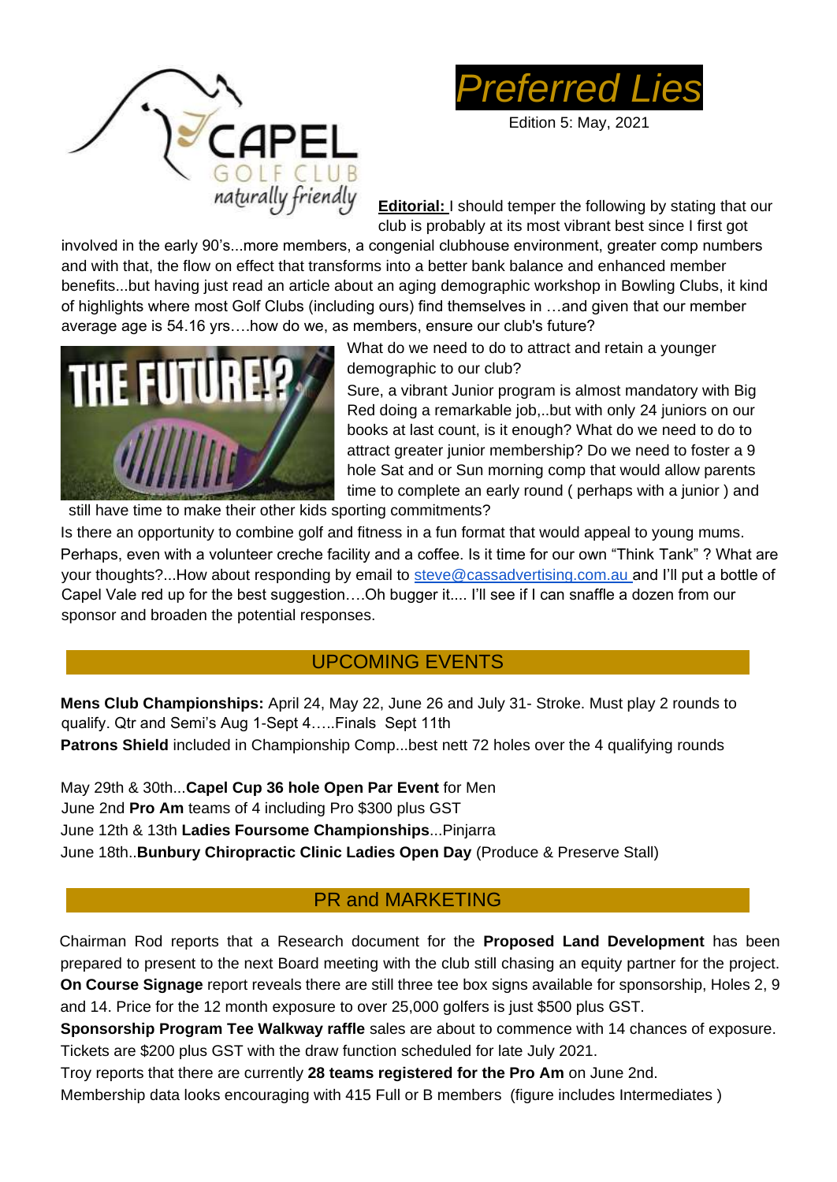# Preferred Lies

Edition 5: May, 2021

**Editorial:** I should temper the following by stating that our club is probably at its most vibrant best since I first got involved in the early 90's...more members, a congenial clubhouse environment, greater comp numbers and with that, the flow on effect that transforms into a better bank balance and enhanced member benefits...but having just read an article about an aging demographic workshop in Bowling Clubs, it kind of highlights where most Golf Clubs (including ours) find themselves in …and given that our member average age is 54.16 yrs….how do we, as members, ensure our club's future?

What do we need to do to attract and retain a younger demographic to our club?

Sure, a vibrant Junior program is almost mandatory with Big Red doing a remarkable job,..but with only 24 juniors on our books at last count, is it enough? What do we need to do to attract greater junior membership? Do we need to foster a 9 hole Sat and or Sun morning comp that would allow parents time to complete an early round ( perhaps with a junior ) and still have time to make their other kids sporting commitments?

Is there an opportunity to combine golf and fitness in a fun format that would appeal to young mums. Perhaps, even with a volunteer creche facility and a coffee. Is it time for our own "Think Tank" ? What are your thoughts?...How about responding by email to steve@cassadvertising.com.au and I'll put a bottle of Capel Vale red up for the best suggestion….Oh bugger it.... I'll see if I can snaffle a dozen from our sponsor and broaden the potential responses.

## UPCOMING EVENTS

**Mens Club Championships:** April 24, May 22, June 26 and July 31- Stroke. Must play 2 rounds to qualify. Qtr and Semi's Aug 1-Sept 4…..Finals Sept 11th

**Patrons Shield** included in Championship Comp...best nett 72 holes over the 4 qualifying rounds

May 29th & 30th...**Capel Cup 36 hole Open Par Event** for Men

June 2nd **Pro Am** teams of 4 including Pro $300 plus GST

June 12th & 13th **Ladies Foursome Championships**...Pinjarra

June 18th..**Bunbury Chiropractic Clinic Ladies Open Day** (Produce & Preserve Stall)

## PR and MARKETING

Chairman Rod reports that a Research document for the **Proposed Land Development** has been prepared to present to the next Board meeting with the club still chasing an equity partner for the project.

**On Course Signage** report reveals there are still three tee box signs available for sponsorship, Holes 2, 9 and 14. Price for the 12 month exposure to over 25,000 golfers is just $500 plus GST.

**Sponsorship Program Tee Walkway raffle** sales are about to commence with 14 chances of exposure. Tickets are $200 plus GST with the draw function scheduled for late July 2021.

Troy reports that there are currently **28 teams registered for the Pro Am** on June 2nd.

Membership data looks encouraging with 415 Full or B members (figure includes Intermediates )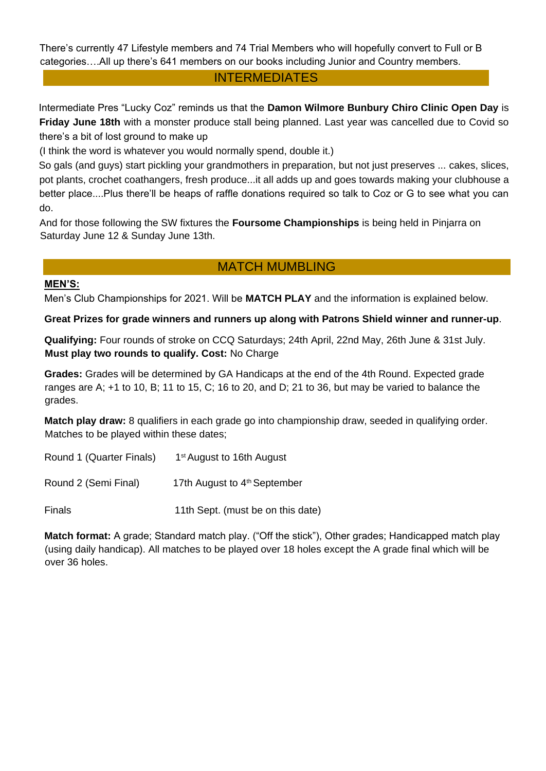There's currently 47 Lifestyle members and 74 Trial Members who will hopefully convert to Full or B categories….All up there's 641 members on our books including Junior and Country members.

## INTERMEDIATES

Intermediate Pres "Lucky Coz" reminds us that the **Damon Wilmore Bunbury Chiro Clinic Open Day** is **Friday June 18th** with a monster produce stall being planned. Last year was cancelled due to Covid so there's a bit of lost ground to make up

(I think the word is whatever you would normally spend, double it.)

So gals (and guys) start pickling your grandmothers in preparation, but not just preserves ... cakes, slices, pot plants, crochet coathangers, fresh produce...it all adds up and goes towards making your clubhouse a better place....Plus there'll be heaps of raffle donations required so talk to Coz or G to see what you can do.

And for those following the SW fixtures the **Foursome Championships** is being held in Pinjarra on Saturday June 12 & Sunday June 13th.

## MATCH MUMBLING

**MEN'S:**

Men's Club Championships for 2021. Will be **MATCH PLAY** and the information is explained below.

**Great Prizes for grade winners and runners up along with Patrons Shield winner and runner-up**.

**Qualifying:** Four rounds of stroke on CCQ Saturdays; 24th April, 22nd May, 26th June & 31st July. **Must play two rounds to qualify. Cost:** No Charge

**Grades:** Grades will be determined by GA Handicaps at the end of the 4th Round. Expected grade ranges are A; +1 to 10, B; 11 to 15, C; 16 to 20, and D; 21 to 36, but may be varied to balance the grades.

**Match play draw:** 8 qualifiers in each grade go into championship draw, seeded in qualifying order. Matches to be played within these dates;

| | |
|---|---|
| Round 1 (Quarter Finals) | 1st August to 16th August |
| Round 2 (Semi Final) | 17th August to 4th September |
| Finals | 11th Sept. (must be on this date) |

**Match format:** A grade; Standard match play. ("Off the stick"), Other grades; Handicapped match play (using daily handicap). All matches to be played over 18 holes except the A grade final which will be over 36 holes.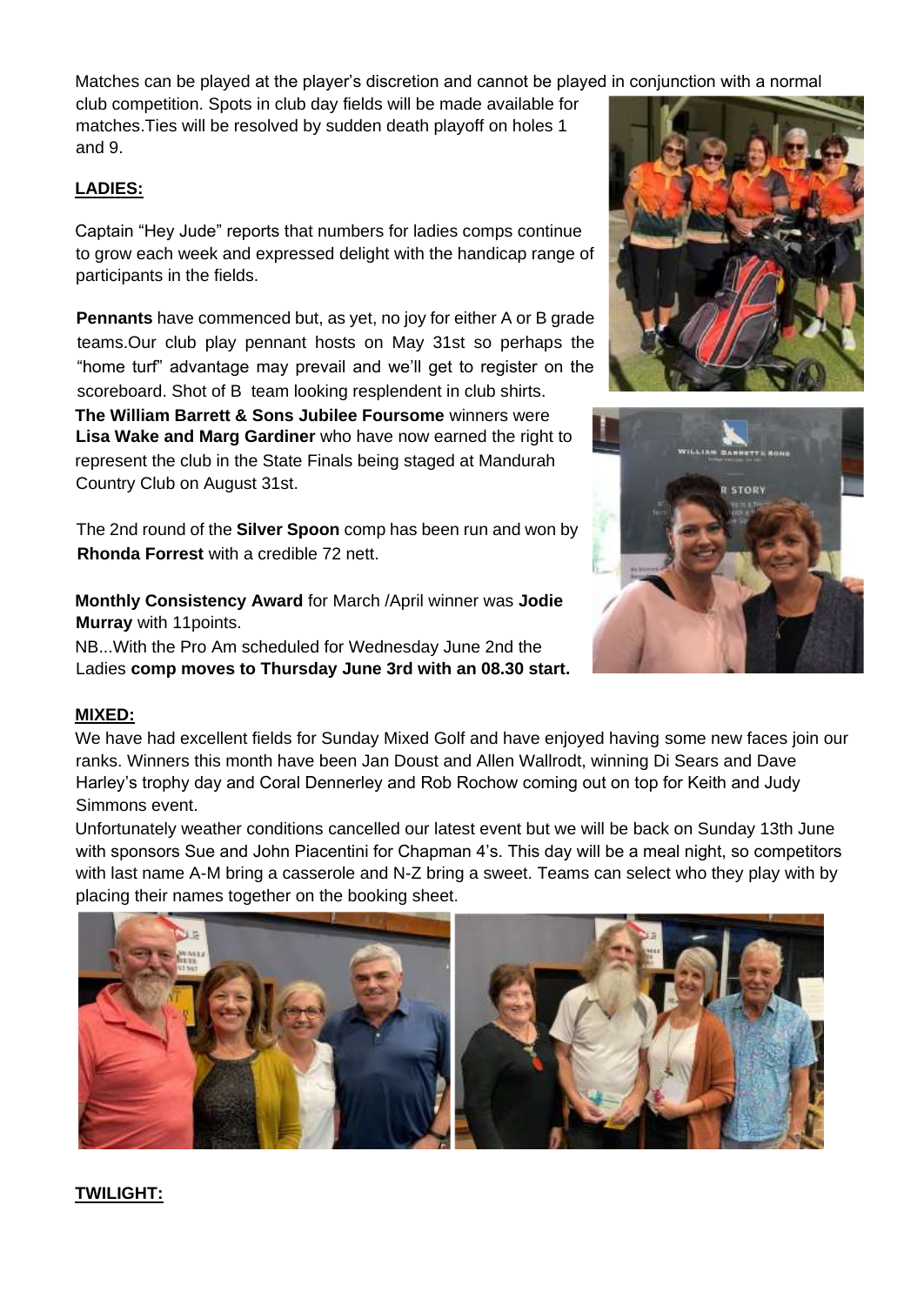Matches can be played at the player's discretion and cannot be played in conjunction with a normal club competition. Spots in club day fields will be made available for matches.Ties will be resolved by sudden death playoff on holes 1 and 9.

## LADIES:

Captain "Hey Jude" reports that numbers for ladies comps continue to grow each week and expressed delight with the handicap range of participants in the fields.

**Pennants** have commenced but, as yet, no joy for either A or B grade teams.Our club play pennant hosts on May 31st so perhaps the "home turf" advantage may prevail and we'll get to register on the scoreboard. Shot of B team looking resplendent in club shirts.

**The William Barrett & Sons Jubilee Foursome** winners were **Lisa Wake and Marg Gardiner** who have now earned the right to represent the club in the State Finals being staged at Mandurah Country Club on August 31st.

The 2nd round of the **Silver Spoon** comp has been run and won by **Rhonda Forrest** with a credible 72 nett.

**Monthly Consistency Award** for March /April winner was **Jodie Murray** with 11points.

NB...With the Pro Am scheduled for Wednesday June 2nd the Ladies **comp moves to Thursday June 3rd with an 08.30 start.**

## MIXED:

We have had excellent fields for Sunday Mixed Golf and have enjoyed having some new faces join our ranks. Winners this month have been Jan Doust and Allen Wallrodt, winning Di Sears and Dave Harley's trophy day and Coral Dennerley and Rob Rochow coming out on top for Keith and Judy Simmons event.

Unfortunately weather conditions cancelled our latest event but we will be back on Sunday 13th June with sponsors Sue and John Piacentini for Chapman 4's. This day will be a meal night, so competitors with last name A-M bring a casserole and N-Z bring a sweet. Teams can select who they play with by placing their names together on the booking sheet.

## TWILIGHT: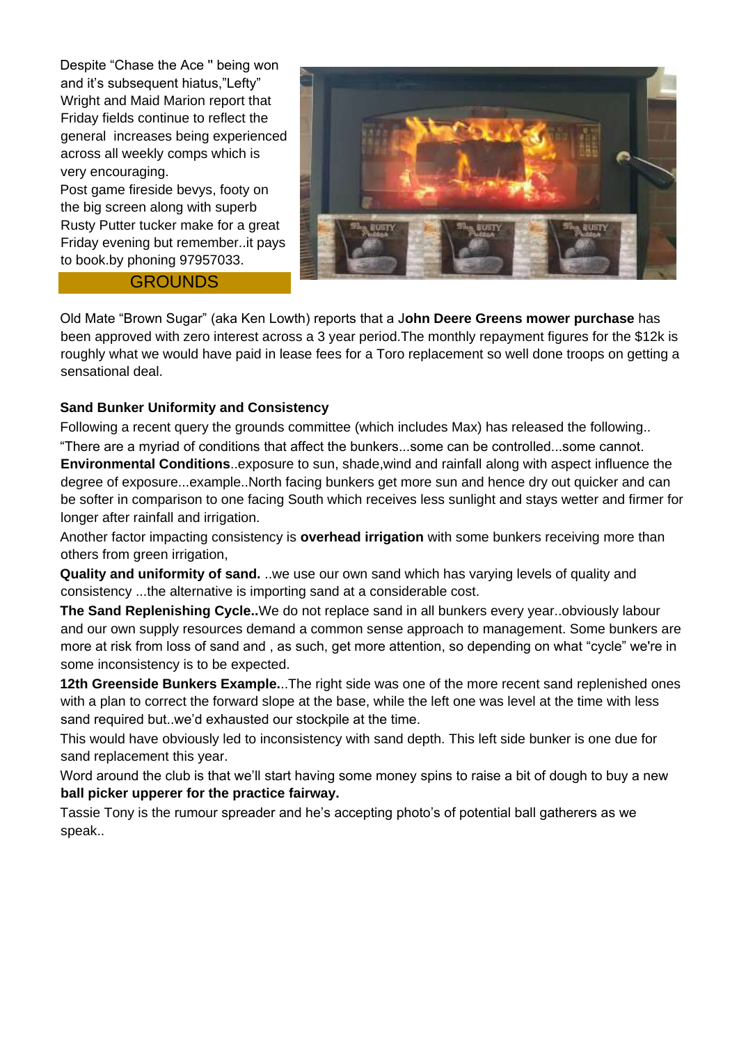Despite "Chase the Ace " being won and it's subsequent hiatus,"Lefty" Wright and Maid Marion report that Friday fields continue to reflect the general increases being experienced across all weekly comps which is very encouraging.

Post game fireside bevys, footy on the big screen along with superb Rusty Putter tucker make for a great Friday evening but remember..it pays to book.by phoning 97957033.

## GROUNDS

Old Mate "Brown Sugar" (aka Ken Lowth) reports that a J**ohn Deere Greens mower purchase** has been approved with zero interest across a 3 year period.The monthly repayment figures for the $12k is roughly what we would have paid in lease fees for a Toro replacement so well done troops on getting a sensational deal.

**Sand Bunker Uniformity and Consistency**

Following a recent query the grounds committee (which includes Max) has released the following..

"There are a myriad of conditions that affect the bunkers...some can be controlled...some cannot.

**Environmental Conditions**..exposure to sun, shade,wind and rainfall along with aspect influence the degree of exposure...example..North facing bunkers get more sun and hence dry out quicker and can be softer in comparison to one facing South which receives less sunlight and stays wetter and firmer for longer after rainfall and irrigation.

Another factor impacting consistency is **overhead irrigation** with some bunkers receiving more than others from green irrigation,

**Quality and uniformity of sand.** ..we use our own sand which has varying levels of quality and consistency ...the alternative is importing sand at a considerable cost.

**The Sand Replenishing Cycle..**We do not replace sand in all bunkers every year..obviously labour and our own supply resources demand a common sense approach to management. Some bunkers are more at risk from loss of sand and , as such, get more attention, so depending on what "cycle" we're in some inconsistency is to be expected.

**12th Greenside Bunkers Example.**..The right side was one of the more recent sand replenished ones with a plan to correct the forward slope at the base, while the left one was level at the time with less sand required but..we'd exhausted our stockpile at the time.

This would have obviously led to inconsistency with sand depth. This left side bunker is one due for sand replacement this year.

Word around the club is that we'll start having some money spins to raise a bit of dough to buy a new **ball picker upperer for the practice fairway.**

Tassie Tony is the rumour spreader and he's accepting photo's of potential ball gatherers as we speak..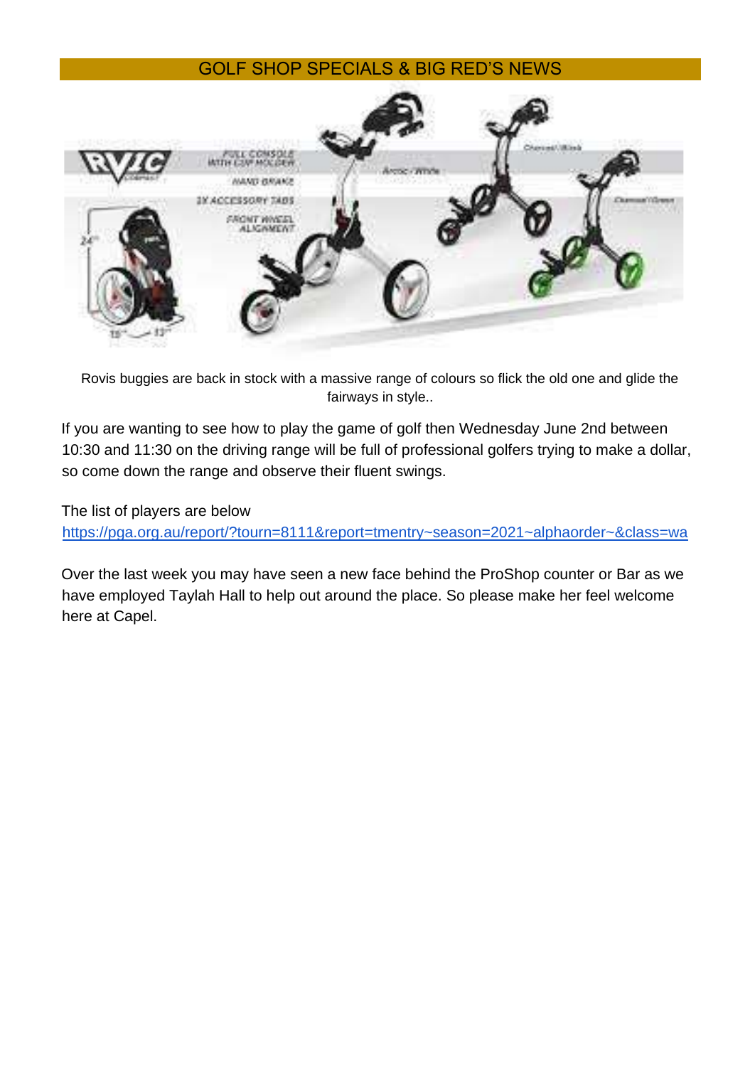## GOLF SHOP SPECIALS & BIG RED'S NEWS

Rovis buggies are back in stock with a massive range of colours so flick the old one and glide the fairways in style..

If you are wanting to see how to play the game of golf then Wednesday June 2nd between 10:30 and 11:30 on the driving range will be full of professional golfers trying to make a dollar, so come down the range and observe their fluent swings.

The list of players are below
https://pga.org.au/report/?tourn=8111&report=tmentry~season=2021~alphaorder~&class=wa

Over the last week you may have seen a new face behind the ProShop counter or Bar as we have employed Taylah Hall to help out around the place. So please make her feel welcome here at Capel.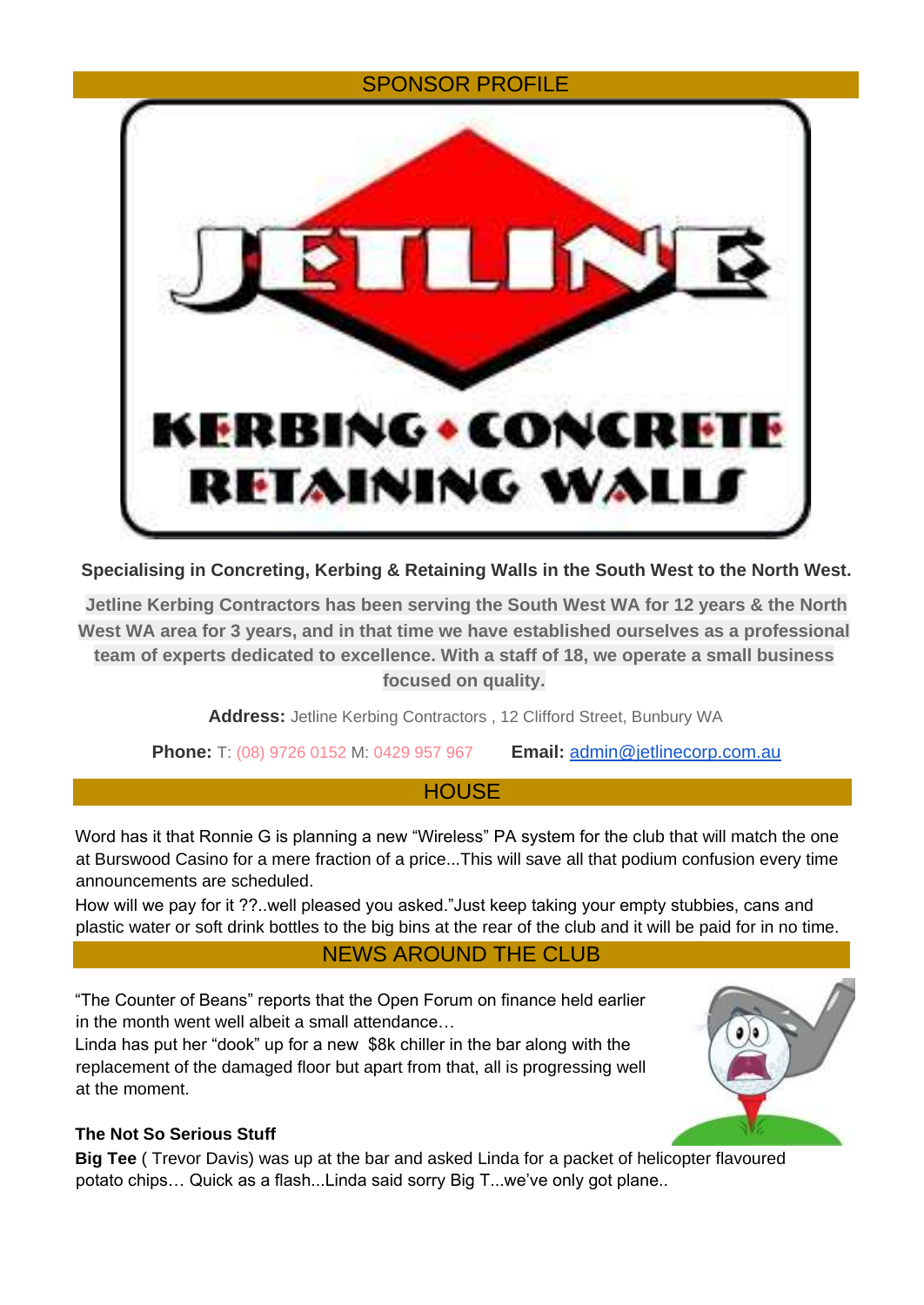## SPONSOR PROFILE

**Specialising in Concreting, Kerbing & Retaining Walls in the South West to the North West.**

**Jetline Kerbing Contractors has been serving the South West WA for 12 years & the North West WA area for 3 years, and in that time we have established ourselves as a professional team of experts dedicated to excellence. With a staff of 18, we operate a small business focused on quality.**

**Address:** Jetline Kerbing Contractors , 12 Clifford Street, Bunbury WA

**Phone:** T: (08) 9726 0152 M: 0429 957 967 **Email:** admin@jetlinecorp.com.au

## HOUSE

Word has it that Ronnie G is planning a new "Wireless" PA system for the club that will match the one at Burswood Casino for a mere fraction of a price...This will save all that podium confusion every time announcements are scheduled.

How will we pay for it ??..well pleased you asked."Just keep taking your empty stubbies, cans and plastic water or soft drink bottles to the big bins at the rear of the club and it will be paid for in no time.

## NEWS AROUND THE CLUB

"The Counter of Beans" reports that the Open Forum on finance held earlier in the month went well albeit a small attendance…

Linda has put her "dook" up for a new $8k chiller in the bar along with the replacement of the damaged floor but apart from that, all is progressing well at the moment.

### The Not So Serious Stuff

**Big Tee** ( Trevor Davis) was up at the bar and asked Linda for a packet of helicopter flavoured potato chips… Quick as a flash...Linda said sorry Big T...we've only got plane..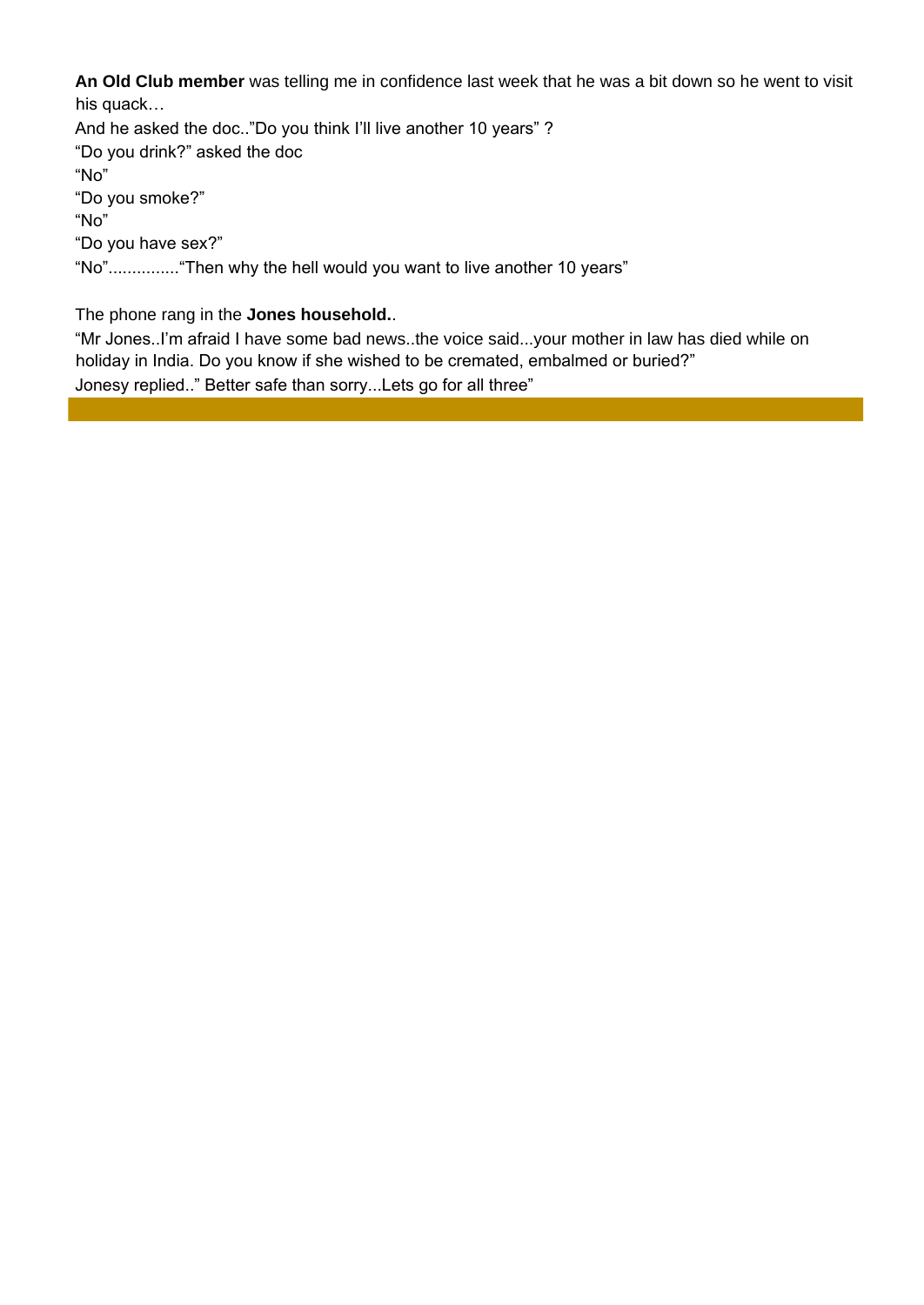**An Old Club member** was telling me in confidence last week that he was a bit down so he went to visit his quack…

And he asked the doc.."Do you think I'll live another 10 years" ?

"Do you drink?" asked the doc

"No"

"Do you smoke?"

"No"

"Do you have sex?"

"No"..............."Then why the hell would you want to live another 10 years"

The phone rang in the **Jones household.**.

"Mr Jones..I'm afraid I have some bad news..the voice said...your mother in law has died while on holiday in India. Do you know if she wished to be cremated, embalmed or buried?"

Jonesy replied.." Better safe than sorry...Lets go for all three"